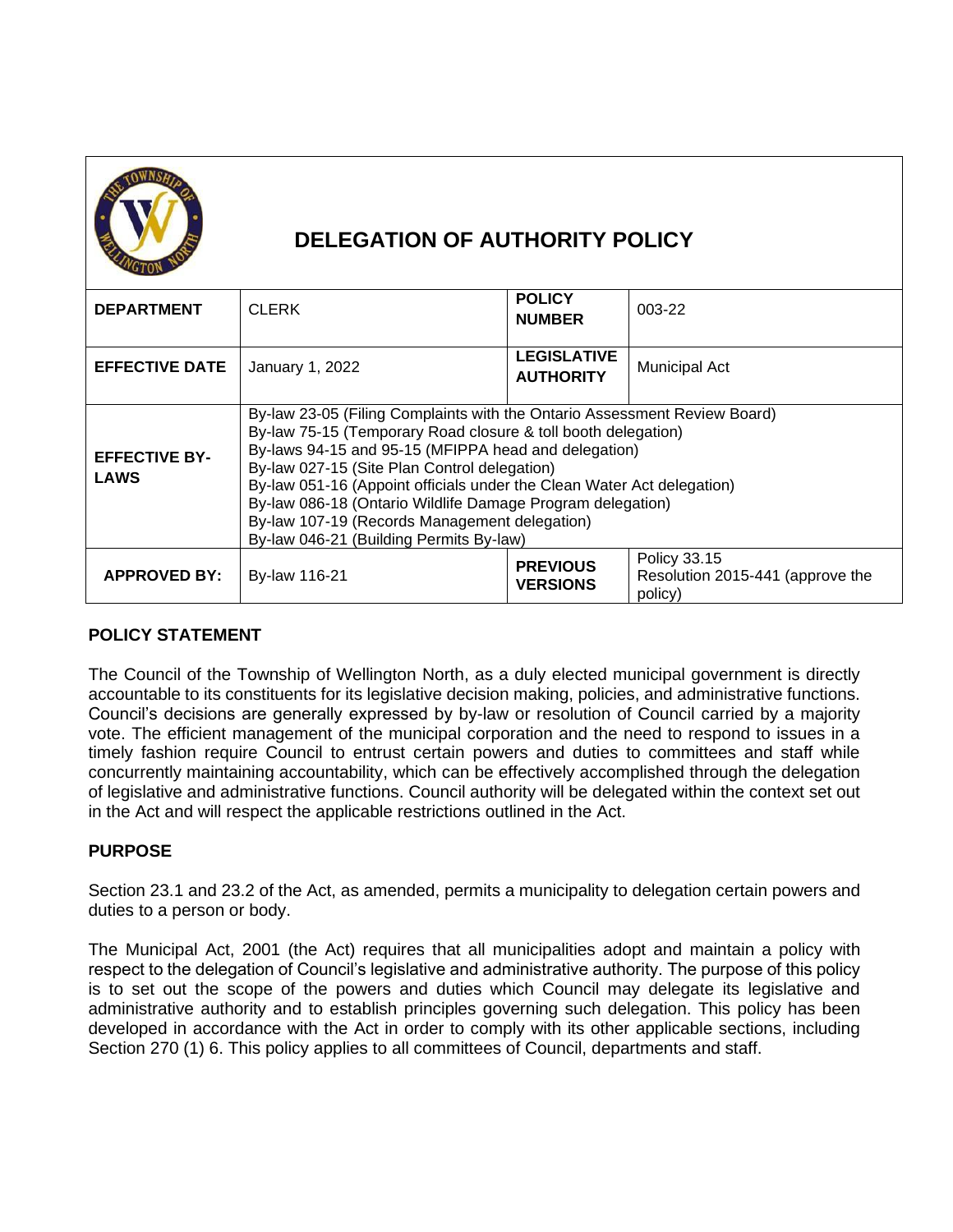# DELEGATION OF AUTHORITY POLICY

| | | | |
|---|---|---|---|
| **DEPARTMENT** | CLERK | **POLICY NUMBER** | 003-22 |
| **EFFECTIVE DATE** | January 1, 2022 | **LEGISLATIVE AUTHORITY** | Municipal Act |
| **EFFECTIVE BY-LAWS** | By-law 23-05 (Filing Complaints with the Ontario Assessment Review Board)<br>By-law 75-15 (Temporary Road closure & toll booth delegation)<br>By-laws 94-15 and 95-15 (MFIPPA head and delegation)<br>By-law 027-15 (Site Plan Control delegation)<br>By-law 051-16 (Appoint officials under the Clean Water Act delegation)<br>By-law 086-18 (Ontario Wildlife Damage Program delegation)<br>By-law 107-19 (Records Management delegation)<br>By-law 046-21 (Building Permits By-law) | | |
| **APPROVED BY:** | By-law 116-21 | **PREVIOUS VERSIONS** | Policy 33.15<br>Resolution 2015-441 (approve the policy) |

## POLICY STATEMENT

The Council of the Township of Wellington North, as a duly elected municipal government is directly accountable to its constituents for its legislative decision making, policies, and administrative functions. Council's decisions are generally expressed by by-law or resolution of Council carried by a majority vote. The efficient management of the municipal corporation and the need to respond to issues in a timely fashion require Council to entrust certain powers and duties to committees and staff while concurrently maintaining accountability, which can be effectively accomplished through the delegation of legislative and administrative functions. Council authority will be delegated within the context set out in the Act and will respect the applicable restrictions outlined in the Act.

## PURPOSE

Section 23.1 and 23.2 of the Act, as amended, permits a municipality to delegation certain powers and duties to a person or body.

The Municipal Act, 2001 (the Act) requires that all municipalities adopt and maintain a policy with respect to the delegation of Council's legislative and administrative authority. The purpose of this policy is to set out the scope of the powers and duties which Council may delegate its legislative and administrative authority and to establish principles governing such delegation. This policy has been developed in accordance with the Act in order to comply with its other applicable sections, including Section 270 (1) 6. This policy applies to all committees of Council, departments and staff.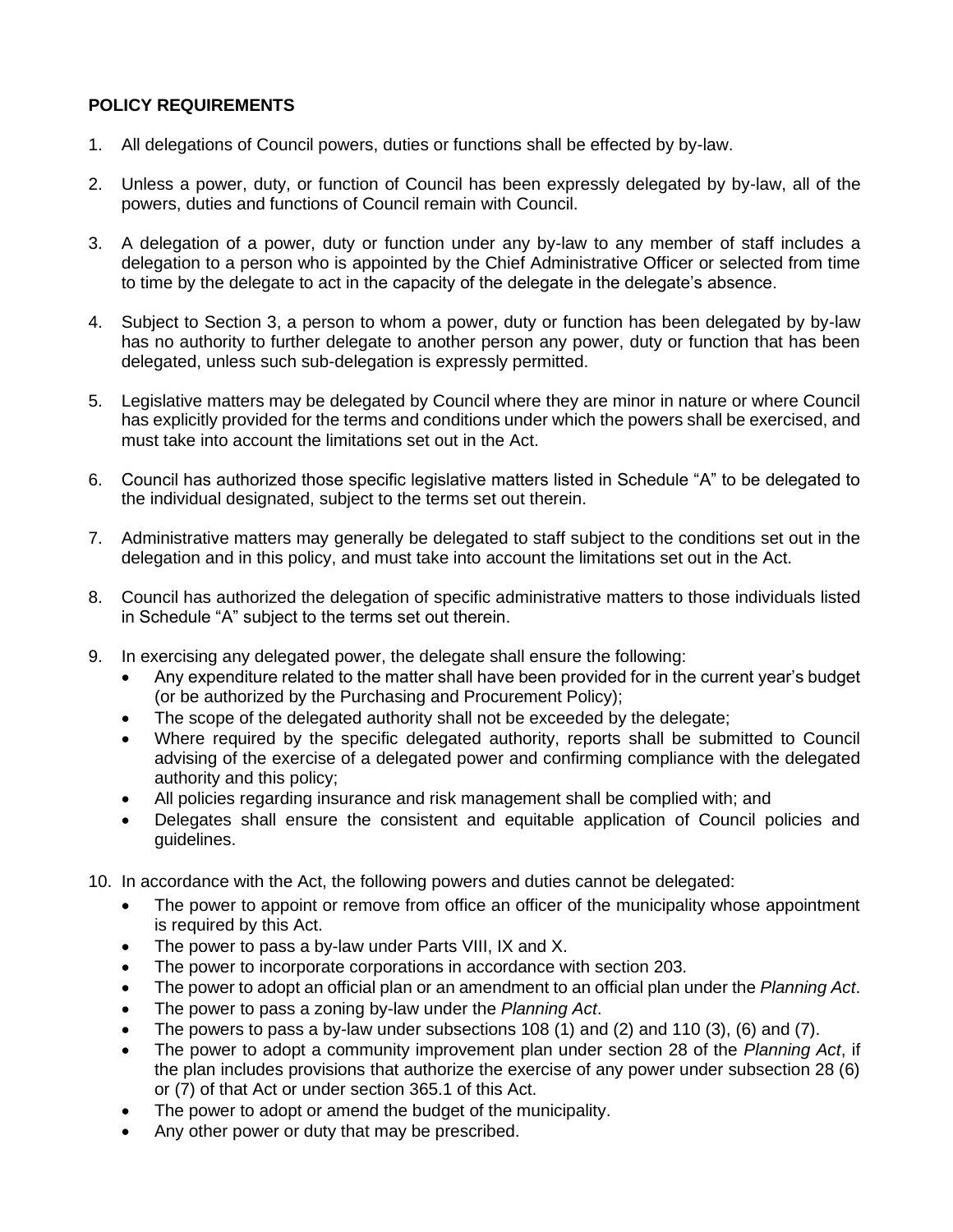**POLICY REQUIREMENTS**

1. All delegations of Council powers, duties or functions shall be effected by by-law.

2. Unless a power, duty, or function of Council has been expressly delegated by by-law, all of the powers, duties and functions of Council remain with Council.

3. A delegation of a power, duty or function under any by-law to any member of staff includes a delegation to a person who is appointed by the Chief Administrative Officer or selected from time to time by the delegate to act in the capacity of the delegate in the delegate's absence.

4. Subject to Section 3, a person to whom a power, duty or function has been delegated by by-law has no authority to further delegate to another person any power, duty or function that has been delegated, unless such sub-delegation is expressly permitted.

5. Legislative matters may be delegated by Council where they are minor in nature or where Council has explicitly provided for the terms and conditions under which the powers shall be exercised, and must take into account the limitations set out in the Act.

6. Council has authorized those specific legislative matters listed in Schedule "A" to be delegated to the individual designated, subject to the terms set out therein.

7. Administrative matters may generally be delegated to staff subject to the conditions set out in the delegation and in this policy, and must take into account the limitations set out in the Act.

8. Council has authorized the delegation of specific administrative matters to those individuals listed in Schedule "A" subject to the terms set out therein.

9. In exercising any delegated power, the delegate shall ensure the following:
   - Any expenditure related to the matter shall have been provided for in the current year's budget (or be authorized by the Purchasing and Procurement Policy);
   - The scope of the delegated authority shall not be exceeded by the delegate;
   - Where required by the specific delegated authority, reports shall be submitted to Council advising of the exercise of a delegated power and confirming compliance with the delegated authority and this policy;
   - All policies regarding insurance and risk management shall be complied with; and
   - Delegates shall ensure the consistent and equitable application of Council policies and guidelines.

10. In accordance with the Act, the following powers and duties cannot be delegated:
    - The power to appoint or remove from office an officer of the municipality whose appointment is required by this Act.
    - The power to pass a by-law under Parts VIII, IX and X.
    - The power to incorporate corporations in accordance with section 203.
    - The power to adopt an official plan or an amendment to an official plan under the *Planning Act*.
    - The power to pass a zoning by-law under the *Planning Act*.
    - The powers to pass a by-law under subsections 108 (1) and (2) and 110 (3), (6) and (7).
    - The power to adopt a community improvement plan under section 28 of the *Planning Act*, if the plan includes provisions that authorize the exercise of any power under subsection 28 (6) or (7) of that Act or under section 365.1 of this Act.
    - The power to adopt or amend the budget of the municipality.
    - Any other power or duty that may be prescribed.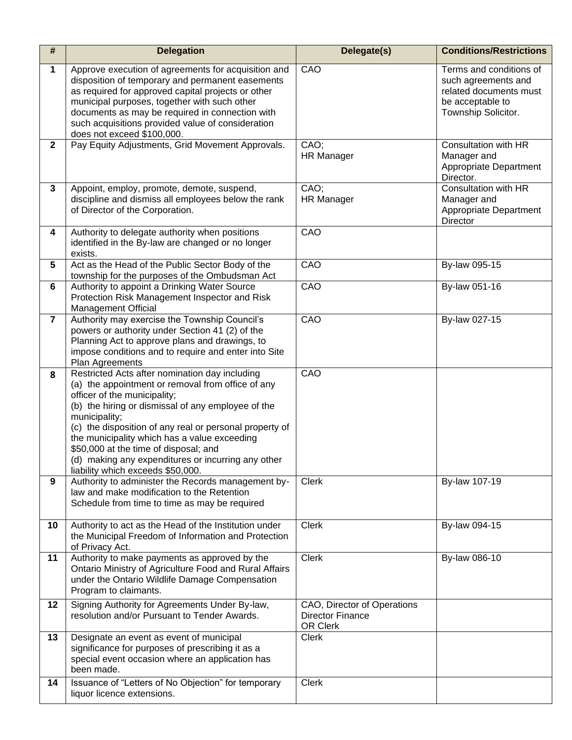| # | Delegation | Delegate(s) | Conditions/Restrictions |
|---|---|---|---|
| 1 | Approve execution of agreements for acquisition and disposition of temporary and permanent easements as required for approved capital projects or other municipal purposes, together with such other documents as may be required in connection with such acquisitions provided value of consideration does not exceed $100,000. | CAO | Terms and conditions of such agreements and related documents must be acceptable to Township Solicitor. |
| 2 | Pay Equity Adjustments, Grid Movement Approvals. | CAO;<br>HR Manager | Consultation with HR Manager and Appropriate Department Director. |
| 3 | Appoint, employ, promote, demote, suspend, discipline and dismiss all employees below the rank of Director of the Corporation. | CAO;<br>HR Manager | Consultation with HR Manager and Appropriate Department Director |
| 4 | Authority to delegate authority when positions identified in the By-law are changed or no longer exists. | CAO | |
| 5 | Act as the Head of the Public Sector Body of the township for the purposes of the Ombudsman Act | CAO | By-law 095-15 |
| 6 | Authority to appoint a Drinking Water Source Protection Risk Management Inspector and Risk Management Official | CAO | By-law 051-16 |
| 7 | Authority may exercise the Township Council's powers or authority under Section 41 (2) of the Planning Act to approve plans and drawings, to impose conditions and to require and enter into Site Plan Agreements | CAO | By-law 027-15 |
| 8 | Restricted Acts after nomination day including<br>(a) the appointment or removal from office of any officer of the municipality;<br>(b) the hiring or dismissal of any employee of the municipality;<br>(c) the disposition of any real or personal property of the municipality which has a value exceeding $50,000 at the time of disposal; and<br>(d) making any expenditures or incurring any other liability which exceeds $50,000. | CAO | |
| 9 | Authority to administer the Records management by-law and make modification to the Retention Schedule from time to time as may be required | Clerk | By-law 107-19 |
| 10 | Authority to act as the Head of the Institution under the Municipal Freedom of Information and Protection of Privacy Act. | Clerk | By-law 094-15 |
| 11 | Authority to make payments as approved by the Ontario Ministry of Agriculture Food and Rural Affairs under the Ontario Wildlife Damage Compensation Program to claimants. | Clerk | By-law 086-10 |
| 12 | Signing Authority for Agreements Under By-law, resolution and/or Pursuant to Tender Awards. | CAO, Director of Operations<br>Director Finance<br>OR Clerk | |
| 13 | Designate an event as event of municipal significance for purposes of prescribing it as a special event occasion where an application has been made. | Clerk | |
| 14 | Issuance of "Letters of No Objection" for temporary liquor licence extensions. | Clerk | |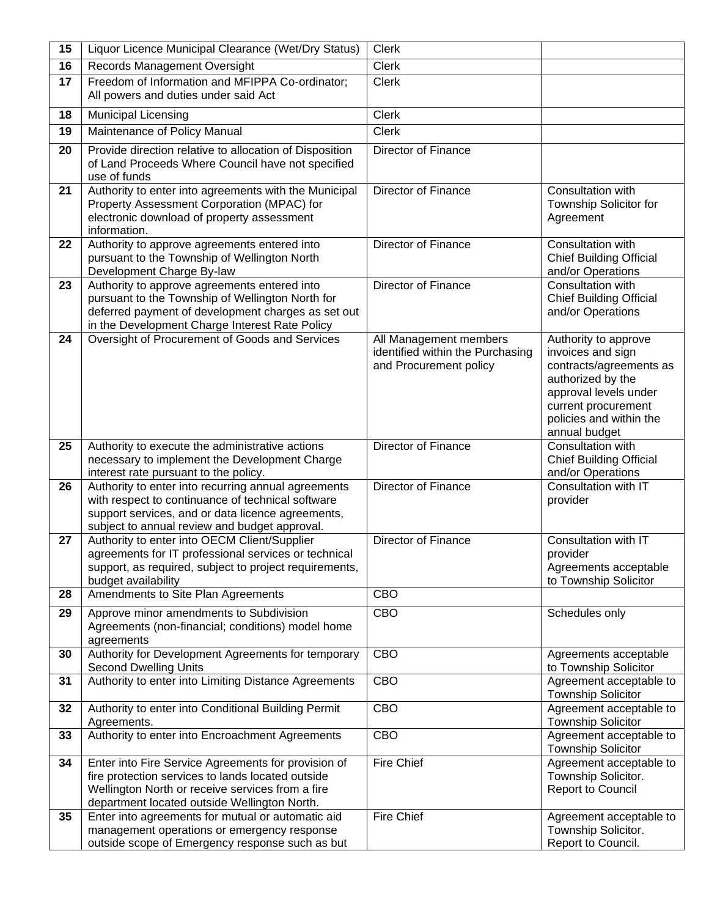| | | | |
|---|---|---|---|
| 15 | Liquor Licence Municipal Clearance (Wet/Dry Status) | Clerk | |
| 16 | Records Management Oversight | Clerk | |
| 17 | Freedom of Information and MFIPPA Co-ordinator; All powers and duties under said Act | Clerk | |
| 18 | Municipal Licensing | Clerk | |
| 19 | Maintenance of Policy Manual | Clerk | |
| 20 | Provide direction relative to allocation of Disposition of Land Proceeds Where Council have not specified use of funds | Director of Finance | |
| 21 | Authority to enter into agreements with the Municipal Property Assessment Corporation (MPAC) for electronic download of property assessment information. | Director of Finance | Consultation with Township Solicitor for Agreement |
| 22 | Authority to approve agreements entered into pursuant to the Township of Wellington North Development Charge By-law | Director of Finance | Consultation with Chief Building Official and/or Operations |
| 23 | Authority to approve agreements entered into pursuant to the Township of Wellington North for deferred payment of development charges as set out in the Development Charge Interest Rate Policy | Director of Finance | Consultation with Chief Building Official and/or Operations |
| 24 | Oversight of Procurement of Goods and Services | All Management members identified within the Purchasing and Procurement policy | Authority to approve invoices and sign contracts/agreements as authorized by the approval levels under current procurement policies and within the annual budget |
| 25 | Authority to execute the administrative actions necessary to implement the Development Charge interest rate pursuant to the policy. | Director of Finance | Consultation with Chief Building Official and/or Operations |
| 26 | Authority to enter into recurring annual agreements with respect to continuance of technical software support services, and or data licence agreements, subject to annual review and budget approval. | Director of Finance | Consultation with IT provider |
| 27 | Authority to enter into OECM Client/Supplier agreements for IT professional services or technical support, as required, subject to project requirements, budget availability | Director of Finance | Consultation with IT provider Agreements acceptable to Township Solicitor |
| 28 | Amendments to Site Plan Agreements | CBO | |
| 29 | Approve minor amendments to Subdivision Agreements (non-financial; conditions) model home agreements | CBO | Schedules only |
| 30 | Authority for Development Agreements for temporary Second Dwelling Units | CBO | Agreements acceptable to Township Solicitor |
| 31 | Authority to enter into Limiting Distance Agreements | CBO | Agreement acceptable to Township Solicitor |
| 32 | Authority to enter into Conditional Building Permit Agreements. | CBO | Agreement acceptable to Township Solicitor |
| 33 | Authority to enter into Encroachment Agreements | CBO | Agreement acceptable to Township Solicitor |
| 34 | Enter into Fire Service Agreements for provision of fire protection services to lands located outside Wellington North or receive services from a fire department located outside Wellington North. | Fire Chief | Agreement acceptable to Township Solicitor. Report to Council |
| 35 | Enter into agreements for mutual or automatic aid management operations or emergency response outside scope of Emergency response such as but | Fire Chief | Agreement acceptable to Township Solicitor. Report to Council. |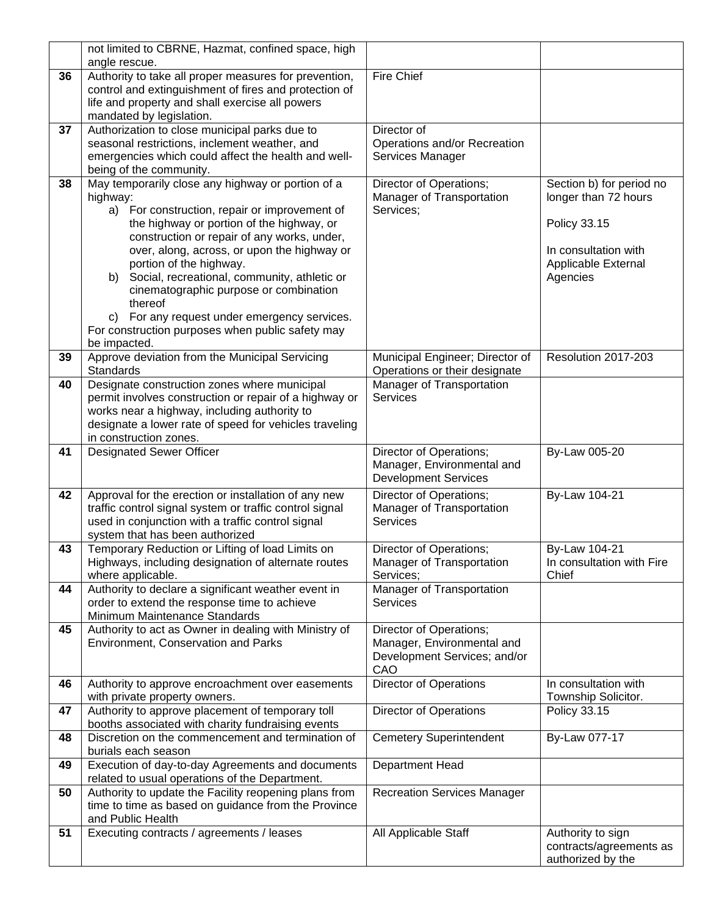| | | | |
|---|---|---|---|
| | not limited to CBRNE, Hazmat, confined space, high angle rescue. | | |
| 36 | Authority to take all proper measures for prevention, control and extinguishment of fires and protection of life and property and shall exercise all powers mandated by legislation. | Fire Chief | |
| 37 | Authorization to close municipal parks due to seasonal restrictions, inclement weather, and emergencies which could affect the health and well-being of the community. | Director of Operations and/or Recreation Services Manager | |
| 38 | May temporarily close any highway or portion of a highway:<br>a) For construction, repair or improvement of the highway or portion of the highway, or construction or repair of any works, under, over, along, across, or upon the highway or portion of the highway.<br>b) Social, recreational, community, athletic or cinematographic purpose or combination thereof<br>c) For any request under emergency services.<br>For construction purposes when public safety may be impacted. | Director of Operations; Manager of Transportation Services; | Section b) for period no longer than 72 hours<br><br>Policy 33.15<br><br>In consultation with Applicable External Agencies |
| 39 | Approve deviation from the Municipal Servicing Standards | Municipal Engineer; Director of Operations or their designate | Resolution 2017-203 |
| 40 | Designate construction zones where municipal permit involves construction or repair of a highway or works near a highway, including authority to designate a lower rate of speed for vehicles traveling in construction zones. | Manager of Transportation Services | |
| 41 | Designated Sewer Officer | Director of Operations; Manager, Environmental and Development Services | By-Law 005-20 |
| 42 | Approval for the erection or installation of any new traffic control signal system or traffic control signal used in conjunction with a traffic control signal system that has been authorized | Director of Operations; Manager of Transportation Services | By-Law 104-21 |
| 43 | Temporary Reduction or Lifting of load Limits on Highways, including designation of alternate routes where applicable. | Director of Operations; Manager of Transportation Services; | By-Law 104-21<br>In consultation with Fire Chief |
| 44 | Authority to declare a significant weather event in order to extend the response time to achieve Minimum Maintenance Standards | Manager of Transportation Services | |
| 45 | Authority to act as Owner in dealing with Ministry of Environment, Conservation and Parks | Director of Operations; Manager, Environmental and Development Services; and/or CAO | |
| 46 | Authority to approve encroachment over easements with private property owners. | Director of Operations | In consultation with Township Solicitor. |
| 47 | Authority to approve placement of temporary toll booths associated with charity fundraising events | Director of Operations | Policy 33.15 |
| 48 | Discretion on the commencement and termination of burials each season | Cemetery Superintendent | By-Law 077-17 |
| 49 | Execution of day-to-day Agreements and documents related to usual operations of the Department. | Department Head | |
| 50 | Authority to update the Facility reopening plans from time to time as based on guidance from the Province and Public Health | Recreation Services Manager | |
| 51 | Executing contracts / agreements / leases | All Applicable Staff | Authority to sign contracts/agreements as authorized by the |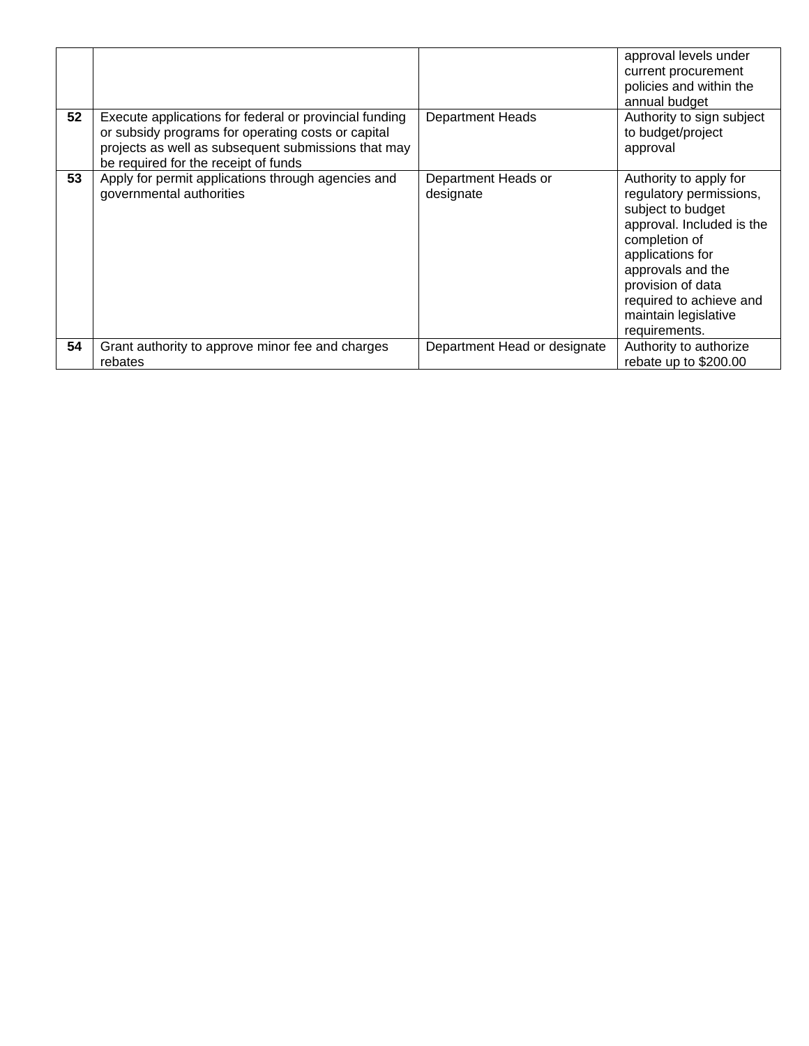| | | | |
|---|---|---|---|
| | | | approval levels under current procurement policies and within the annual budget |
| **52** | Execute applications for federal or provincial funding or subsidy programs for operating costs or capital projects as well as subsequent submissions that may be required for the receipt of funds | Department Heads | Authority to sign subject to budget/project approval |
| **53** | Apply for permit applications through agencies and governmental authorities | Department Heads or designate | Authority to apply for regulatory permissions, subject to budget approval. Included is the completion of applications for approvals and the provision of data required to achieve and maintain legislative requirements. |
| **54** | Grant authority to approve minor fee and charges rebates | Department Head or designate | Authority to authorize rebate up to $200.00 |